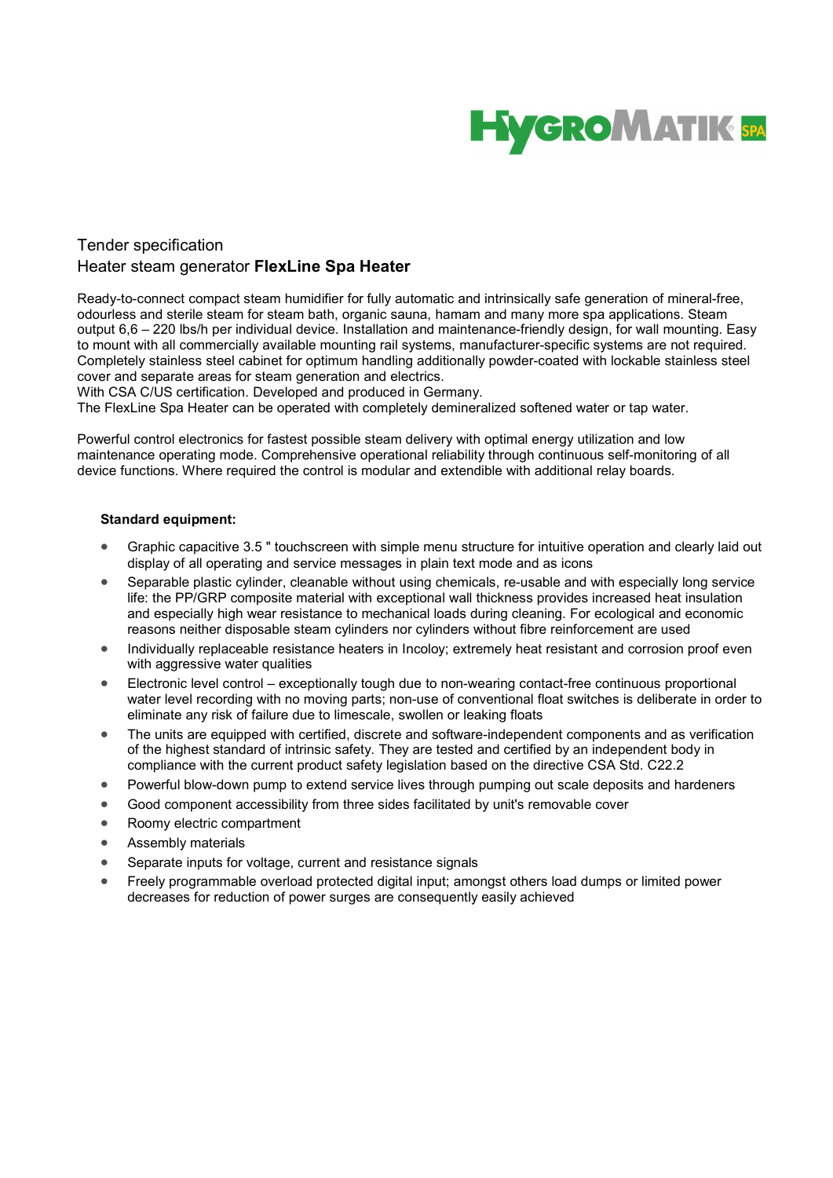Tender specification

Heater steam generator **FlexLine Spa Heater**

Ready-to-connect compact steam humidifier for fully automatic and intrinsically safe generation of mineral-free, odourless and sterile steam for steam bath, organic sauna, hamam and many more spa applications. Steam output 6,6 – 220 lbs/h per individual device. Installation and maintenance-friendly design, for wall mounting. Easy to mount with all commercially available mounting rail systems, manufacturer-specific systems are not required. Completely stainless steel cabinet for optimum handling additionally powder-coated with lockable stainless steel cover and separate areas for steam generation and electrics.
With CSA C/US certification. Developed and produced in Germany.
The FlexLine Spa Heater can be operated with completely demineralized softened water or tap water.

Powerful control electronics for fastest possible steam delivery with optimal energy utilization and low maintenance operating mode. Comprehensive operational reliability through continuous self-monitoring of all device functions. Where required the control is modular and extendible with additional relay boards.

**Standard equipment:**

- Graphic capacitive 3.5 " touchscreen with simple menu structure for intuitive operation and clearly laid out display of all operating and service messages in plain text mode and as icons
- Separable plastic cylinder, cleanable without using chemicals, re-usable and with especially long service life: the PP/GRP composite material with exceptional wall thickness provides increased heat insulation and especially high wear resistance to mechanical loads during cleaning. For ecological and economic reasons neither disposable steam cylinders nor cylinders without fibre reinforcement are used
- Individually replaceable resistance heaters in Incoloy; extremely heat resistant and corrosion proof even with aggressive water qualities
- Electronic level control – exceptionally tough due to non-wearing contact-free continuous proportional water level recording with no moving parts; non-use of conventional float switches is deliberate in order to eliminate any risk of failure due to limescale, swollen or leaking floats
- The units are equipped with certified, discrete and software-independent components and as verification of the highest standard of intrinsic safety. They are tested and certified by an independent body in compliance with the current product safety legislation based on the directive CSA Std. C22.2
- Powerful blow-down pump to extend service lives through pumping out scale deposits and hardeners
- Good component accessibility from three sides facilitated by unit's removable cover
- Roomy electric compartment
- Assembly materials
- Separate inputs for voltage, current and resistance signals
- Freely programmable overload protected digital input; amongst others load dumps or limited power decreases for reduction of power surges are consequently easily achieved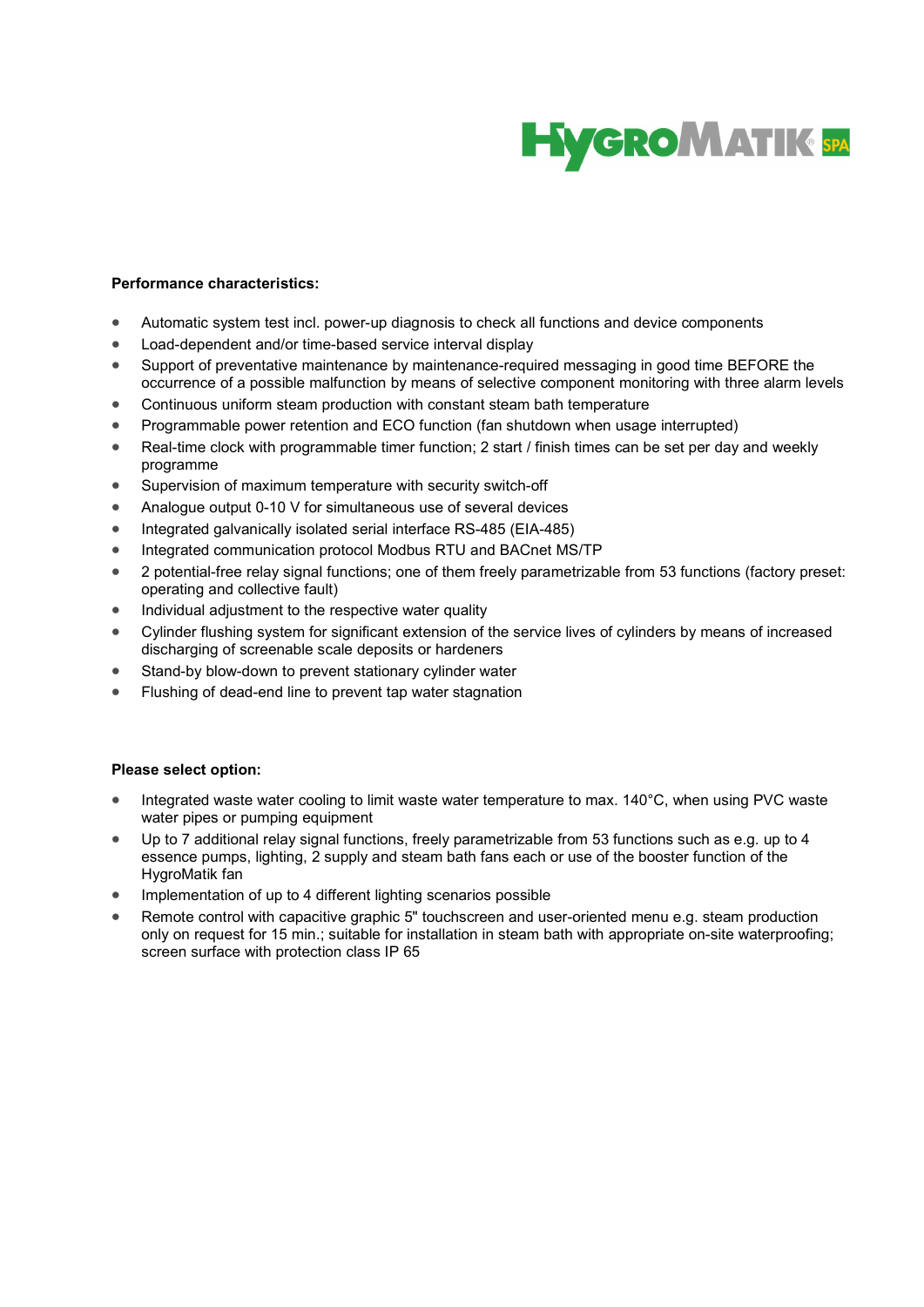**Performance characteristics:**

- Automatic system test incl. power-up diagnosis to check all functions and device components
- Load-dependent and/or time-based service interval display
- Support of preventative maintenance by maintenance-required messaging in good time BEFORE the occurrence of a possible malfunction by means of selective component monitoring with three alarm levels
- Continuous uniform steam production with constant steam bath temperature
- Programmable power retention and ECO function (fan shutdown when usage interrupted)
- Real-time clock with programmable timer function; 2 start / finish times can be set per day and weekly programme
- Supervision of maximum temperature with security switch-off
- Analogue output 0-10 V for simultaneous use of several devices
- Integrated galvanically isolated serial interface RS-485 (EIA-485)
- Integrated communication protocol Modbus RTU and BACnet MS/TP
- 2 potential-free relay signal functions; one of them freely parametrizable from 53 functions (factory preset: operating and collective fault)
- Individual adjustment to the respective water quality
- Cylinder flushing system for significant extension of the service lives of cylinders by means of increased discharging of screenable scale deposits or hardeners
- Stand-by blow-down to prevent stationary cylinder water
- Flushing of dead-end line to prevent tap water stagnation

**Please select option:**

- Integrated waste water cooling to limit waste water temperature to max. 140°C, when using PVC waste water pipes or pumping equipment
- Up to 7 additional relay signal functions, freely parametrizable from 53 functions such as e.g. up to 4 essence pumps, lighting, 2 supply and steam bath fans each or use of the booster function of the HygroMatik fan
- Implementation of up to 4 different lighting scenarios possible
- Remote control with capacitive graphic 5" touchscreen and user-oriented menu e.g. steam production only on request for 15 min.; suitable for installation in steam bath with appropriate on-site waterproofing; screen surface with protection class IP 65